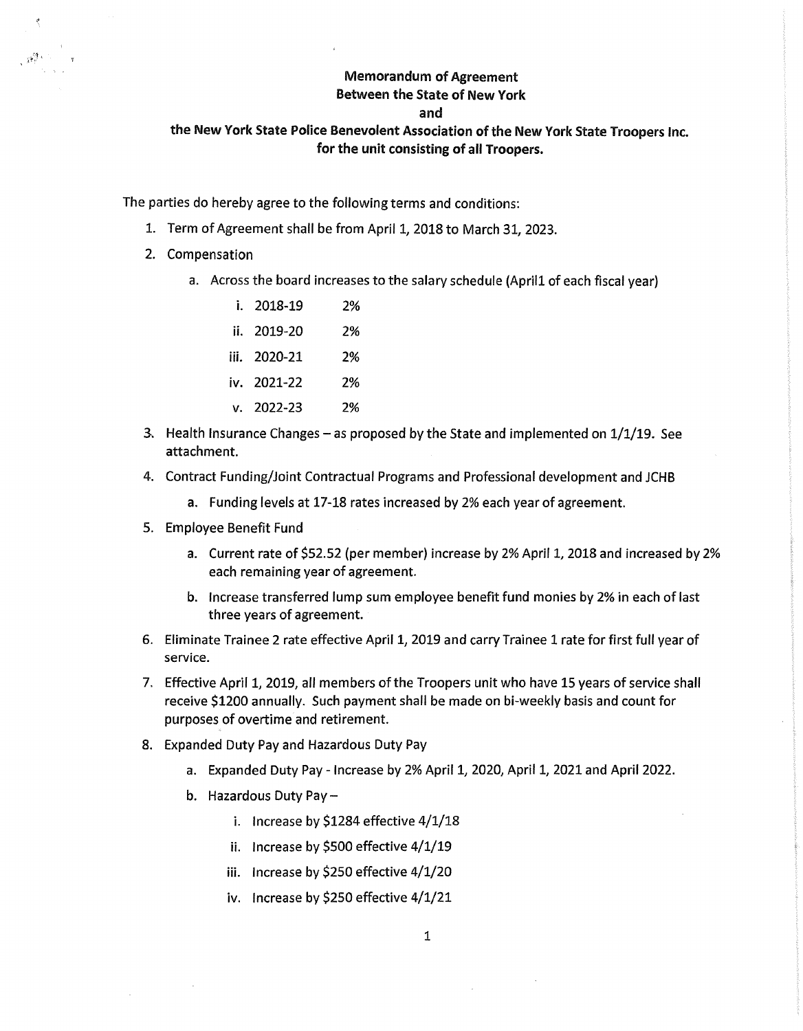**Memorandum of Agreement**
**Between the State of New York**
**and**
**the New York State Police Benevolent Association of the New York State Troopers Inc.**
**for the unit consisting of all Troopers.**

The parties do hereby agree to the following terms and conditions:

1. Term of Agreement shall be from April 1, 2018 to March 31, 2023.
2. Compensation
   a. Across the board increases to the salary schedule (April1 of each fiscal year)
      i. 2018-19 2%
      ii. 2019-20 2%
      iii. 2020-21 2%
      iv. 2021-22 2%
      v. 2022-23 2%
3. Health Insurance Changes – as proposed by the State and implemented on 1/1/19. See attachment.
4. Contract Funding/Joint Contractual Programs and Professional development and JCHB
   a. Funding levels at 17-18 rates increased by 2% each year of agreement.
5. Employee Benefit Fund
   a. Current rate of $52.52 (per member) increase by 2% April 1, 2018 and increased by 2% each remaining year of agreement.
   b. Increase transferred lump sum employee benefit fund monies by 2% in each of last three years of agreement.
6. Eliminate Trainee 2 rate effective April 1, 2019 and carry Trainee 1 rate for first full year of service.
7. Effective April 1, 2019, all members of the Troopers unit who have 15 years of service shall receive $1200 annually. Such payment shall be made on bi-weekly basis and count for purposes of overtime and retirement.
8. Expanded Duty Pay and Hazardous Duty Pay
   a. Expanded Duty Pay - Increase by 2% April 1, 2020, April 1, 2021 and April 2022.
   b. Hazardous Duty Pay –
      i. Increase by $1284 effective 4/1/18
      ii. Increase by $500 effective 4/1/19
      iii. Increase by $250 effective 4/1/20
      iv. Increase by $250 effective 4/1/21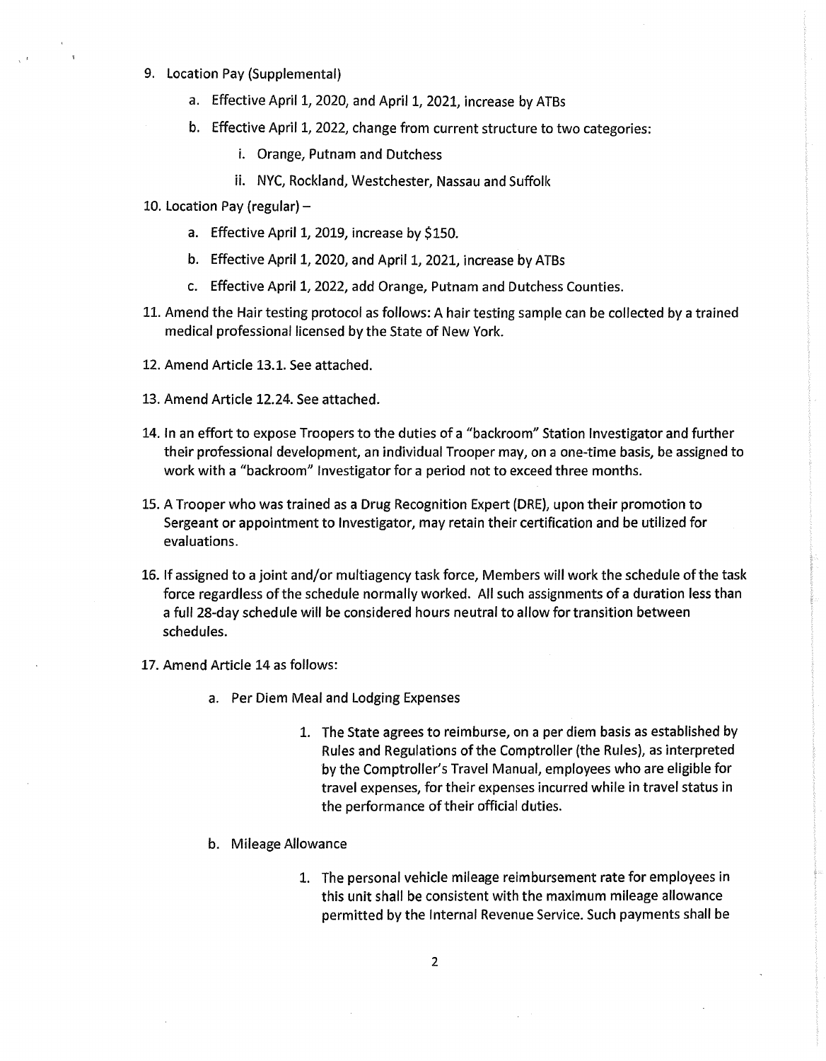9. Location Pay (Supplemental)
    a. Effective April 1, 2020, and April 1, 2021, increase by ATBs
    b. Effective April 1, 2022, change from current structure to two categories:
        i. Orange, Putnam and Dutchess
        ii. NYC, Rockland, Westchester, Nassau and Suffolk
10. Location Pay (regular) –
    a. Effective April 1, 2019, increase by $150.
    b. Effective April 1, 2020, and April 1, 2021, increase by ATBs
    c. Effective April 1, 2022, add Orange, Putnam and Dutchess Counties.
11. Amend the Hair testing protocol as follows: A hair testing sample can be collected by a trained medical professional licensed by the State of New York.
12. Amend Article 13.1. See attached.
13. Amend Article 12.24. See attached.
14. In an effort to expose Troopers to the duties of a "backroom" Station Investigator and further their professional development, an individual Trooper may, on a one-time basis, be assigned to work with a "backroom" Investigator for a period not to exceed three months.
15. A Trooper who was trained as a Drug Recognition Expert (DRE), upon their promotion to Sergeant or appointment to Investigator, may retain their certification and be utilized for evaluations.
16. If assigned to a joint and/or multiagency task force, Members will work the schedule of the task force regardless of the schedule normally worked. All such assignments of a duration less than a full 28-day schedule will be considered hours neutral to allow for transition between schedules.
17. Amend Article 14 as follows:
    a. Per Diem Meal and Lodging Expenses
        1. The State agrees to reimburse, on a per diem basis as established by Rules and Regulations of the Comptroller (the Rules), as interpreted by the Comptroller's Travel Manual, employees who are eligible for travel expenses, for their expenses incurred while in travel status in the performance of their official duties.
    b. Mileage Allowance
        1. The personal vehicle mileage reimbursement rate for employees in this unit shall be consistent with the maximum mileage allowance permitted by the Internal Revenue Service. Such payments shall be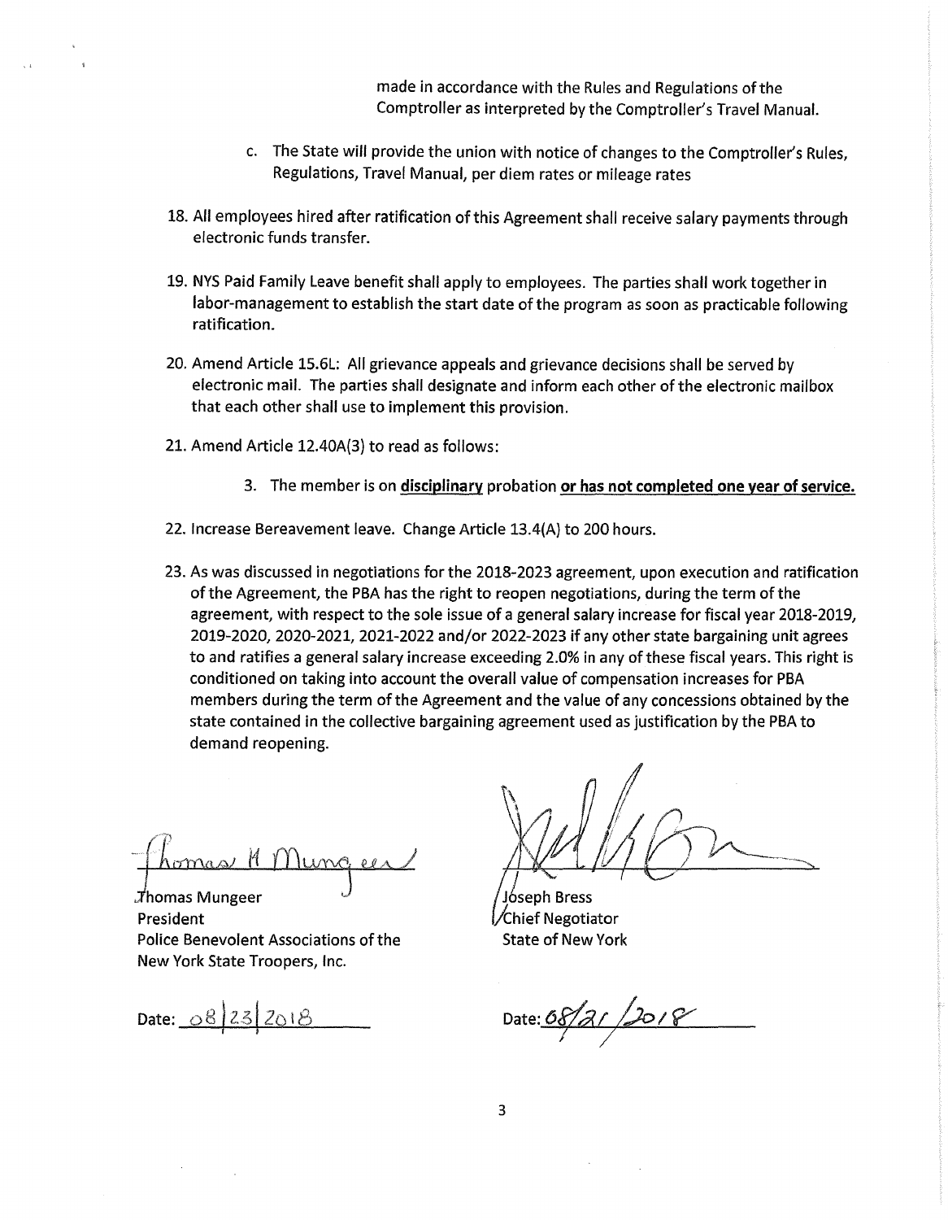made in accordance with the Rules and Regulations of the Comptroller as interpreted by the Comptroller's Travel Manual.

c. The State will provide the union with notice of changes to the Comptroller's Rules, Regulations, Travel Manual, per diem rates or mileage rates

18. All employees hired after ratification of this Agreement shall receive salary payments through electronic funds transfer.

19. NYS Paid Family Leave benefit shall apply to employees. The parties shall work together in labor-management to establish the start date of the program as soon as practicable following ratification.

20. Amend Article 15.6L: All grievance appeals and grievance decisions shall be served by electronic mail. The parties shall designate and inform each other of the electronic mailbox that each other shall use to implement this provision.

21. Amend Article 12.40A(3) to read as follows:

    3. The member is on **disciplinary** probation **or has not completed one year of service.**

22. Increase Bereavement leave. Change Article 13.4(A) to 200 hours.

23. As was discussed in negotiations for the 2018-2023 agreement, upon execution and ratification of the Agreement, the PBA has the right to reopen negotiations, during the term of the agreement, with respect to the sole issue of a general salary increase for fiscal year 2018-2019, 2019-2020, 2020-2021, 2021-2022 and/or 2022-2023 if any other state bargaining unit agrees to and ratifies a general salary increase exceeding 2.0% in any of these fiscal years. This right is conditioned on taking into account the overall value of compensation increases for PBA members during the term of the Agreement and the value of any concessions obtained by the state contained in the collective bargaining agreement used as justification by the PBA to demand reopening.

Thomas H Mungeer

Thomas Mungeer
President
Police Benevolent Associations of the New York State Troopers, Inc.

Date: 08/23/2018

Joseph Bress
Chief Negotiator
State of New York

Date: 08/21/2018